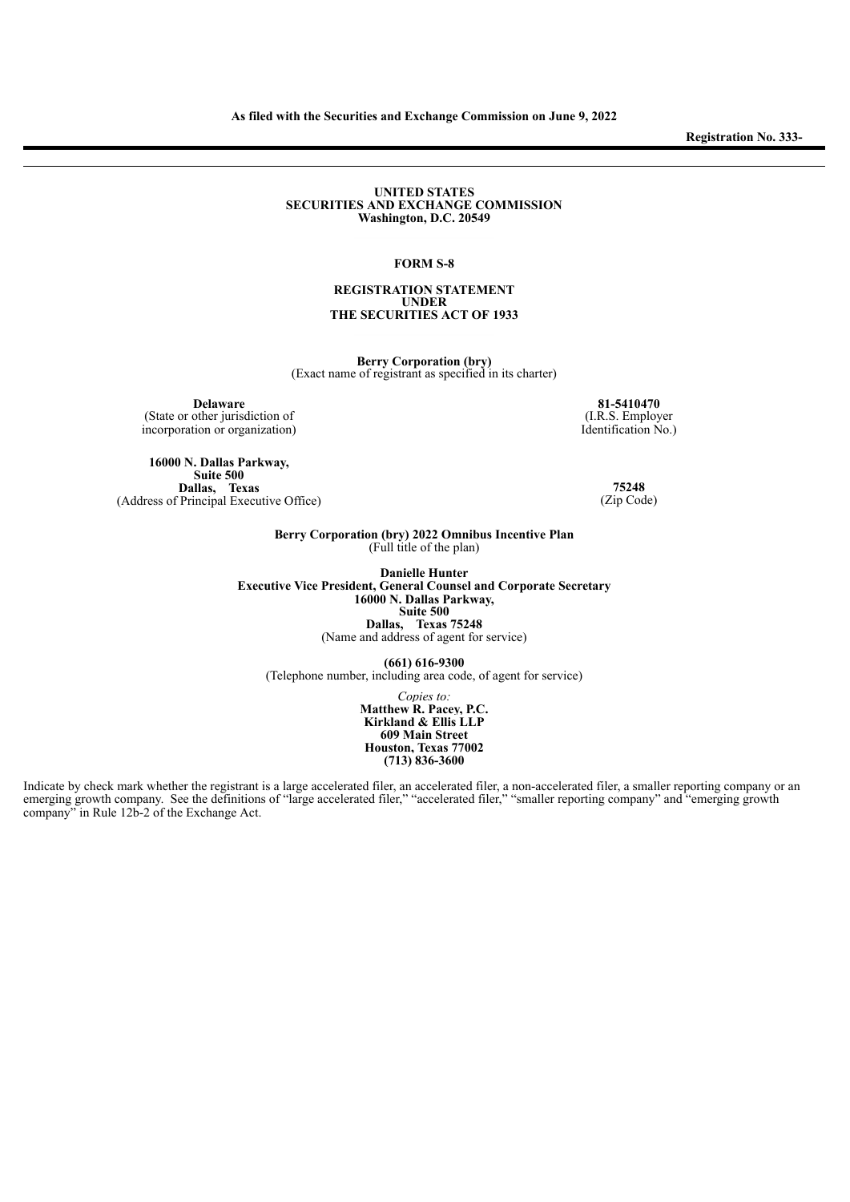**As filed with the Securities and Exchange Commission on June 9, 2022**

**Registration No. 333-**

---

**UNITED STATES**
**SECURITIES AND EXCHANGE COMMISSION**
**Washington, D.C. 20549**

**FORM S-8**

**REGISTRATION STATEMENT**
**UNDER**
**THE SECURITIES ACT OF 1933**

**Berry Corporation (bry)**
(Exact name of registrant as specified in its charter)

| | |
|---|---|
| **Delaware**<br>(State or other jurisdiction of incorporation or organization) | **81-5410470**<br>(I.R.S. Employer Identification No.) |
| **16000 N. Dallas Parkway, Suite 500**<br>**Dallas, Texas**<br>(Address of Principal Executive Office) | **75248**<br>(Zip Code) |

**Berry Corporation (bry) 2022 Omnibus Incentive Plan**
(Full title of the plan)

**Danielle Hunter**
**Executive Vice President, General Counsel and Corporate Secretary**
**16000 N. Dallas Parkway,**
**Suite 500**
**Dallas, Texas 75248**
(Name and address of agent for service)

**(661) 616-9300**
(Telephone number, including area code, of agent for service)

*Copies to:*
**Matthew R. Pacey, P.C.**
**Kirkland & Ellis LLP**
**609 Main Street**
**Houston, Texas 77002**
**(713) 836-3600**

Indicate by check mark whether the registrant is a large accelerated filer, an accelerated filer, a non-accelerated filer, a smaller reporting company or an emerging growth company. See the definitions of "large accelerated filer," "accelerated filer," "smaller reporting company" and "emerging growth company" in Rule 12b-2 of the Exchange Act.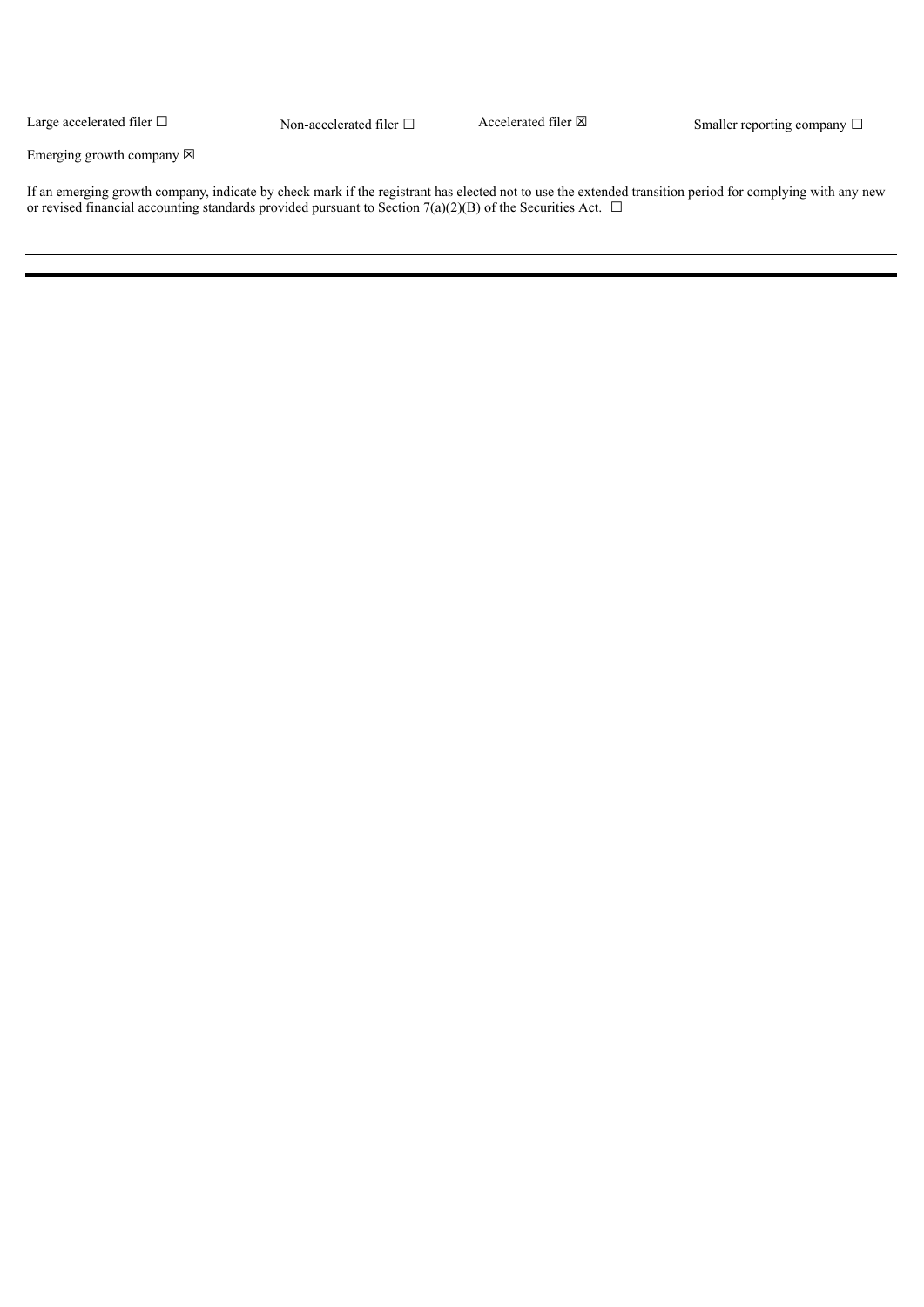Large accelerated filer ☐ Non-accelerated filer ☐ Accelerated filer ☒ Smaller reporting company ☐

Emerging growth company ☒

If an emerging growth company, indicate by check mark if the registrant has elected not to use the extended transition period for complying with any new or revised financial accounting standards provided pursuant to Section 7(a)(2)(B) of the Securities Act. ☐

---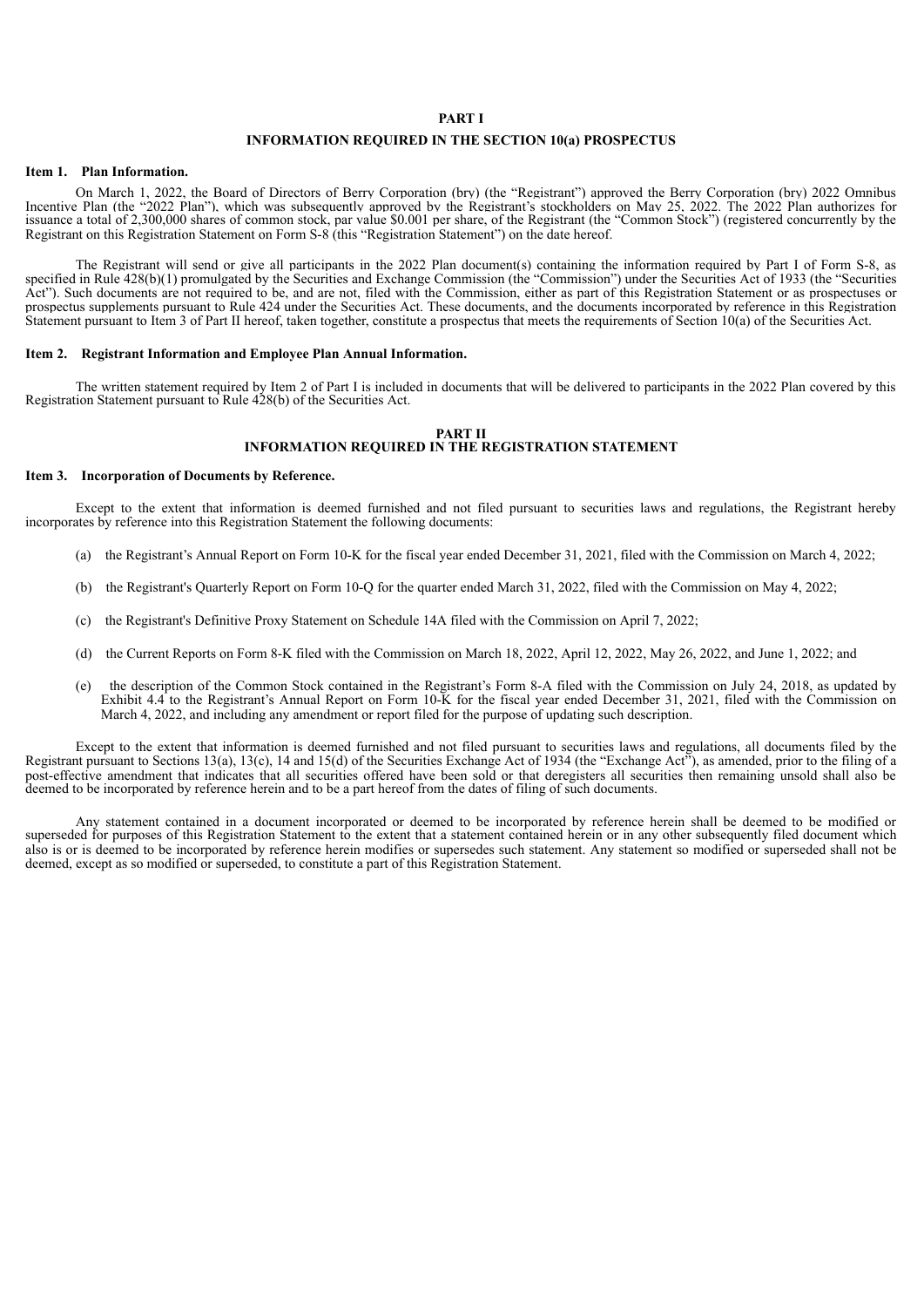# PART I

## INFORMATION REQUIRED IN THE SECTION 10(a) PROSPECTUS

### Item 1. Plan Information.

On March 1, 2022, the Board of Directors of Berry Corporation (bry) (the "Registrant") approved the Berry Corporation (bry) 2022 Omnibus Incentive Plan (the "2022 Plan"), which was subsequently approved by the Registrant's stockholders on May 25, 2022. The 2022 Plan authorizes for issuance a total of 2,300,000 shares of common stock, par value $0.001 per share, of the Registrant (the "Common Stock") (registered concurrently by the Registrant on this Registration Statement on Form S-8 (this "Registration Statement") on the date hereof.

The Registrant will send or give all participants in the 2022 Plan document(s) containing the information required by Part I of Form S-8, as specified in Rule 428(b)(1) promulgated by the Securities and Exchange Commission (the "Commission") under the Securities Act of 1933 (the "Securities Act"). Such documents are not required to be, and are not, filed with the Commission, either as part of this Registration Statement or as prospectuses or prospectus supplements pursuant to Rule 424 under the Securities Act. These documents, and the documents incorporated by reference in this Registration Statement pursuant to Item 3 of Part II hereof, taken together, constitute a prospectus that meets the requirements of Section 10(a) of the Securities Act.

### Item 2. Registrant Information and Employee Plan Annual Information.

The written statement required by Item 2 of Part I is included in documents that will be delivered to participants in the 2022 Plan covered by this Registration Statement pursuant to Rule 428(b) of the Securities Act.

# PART II

## INFORMATION REQUIRED IN THE REGISTRATION STATEMENT

### Item 3. Incorporation of Documents by Reference.

Except to the extent that information is deemed furnished and not filed pursuant to securities laws and regulations, the Registrant hereby incorporates by reference into this Registration Statement the following documents:

(a) the Registrant's Annual Report on Form 10-K for the fiscal year ended December 31, 2021, filed with the Commission on March 4, 2022;

(b) the Registrant's Quarterly Report on Form 10-Q for the quarter ended March 31, 2022, filed with the Commission on May 4, 2022;

(c) the Registrant's Definitive Proxy Statement on Schedule 14A filed with the Commission on April 7, 2022;

(d) the Current Reports on Form 8-K filed with the Commission on March 18, 2022, April 12, 2022, May 26, 2022, and June 1, 2022; and

(e) the description of the Common Stock contained in the Registrant's Form 8-A filed with the Commission on July 24, 2018, as updated by Exhibit 4.4 to the Registrant's Annual Report on Form 10-K for the fiscal year ended December 31, 2021, filed with the Commission on March 4, 2022, and including any amendment or report filed for the purpose of updating such description.

Except to the extent that information is deemed furnished and not filed pursuant to securities laws and regulations, all documents filed by the Registrant pursuant to Sections 13(a), 13(c), 14 and 15(d) of the Securities Exchange Act of 1934 (the "Exchange Act"), as amended, prior to the filing of a post-effective amendment that indicates that all securities offered have been sold or that deregisters all securities then remaining unsold shall also be deemed to be incorporated by reference herein and to be a part hereof from the dates of filing of such documents.

Any statement contained in a document incorporated or deemed to be incorporated by reference herein shall be deemed to be modified or superseded for purposes of this Registration Statement to the extent that a statement contained herein or in any other subsequently filed document which also is or is deemed to be incorporated by reference herein modifies or supersedes such statement. Any statement so modified or superseded shall not be deemed, except as so modified or superseded, to constitute a part of this Registration Statement.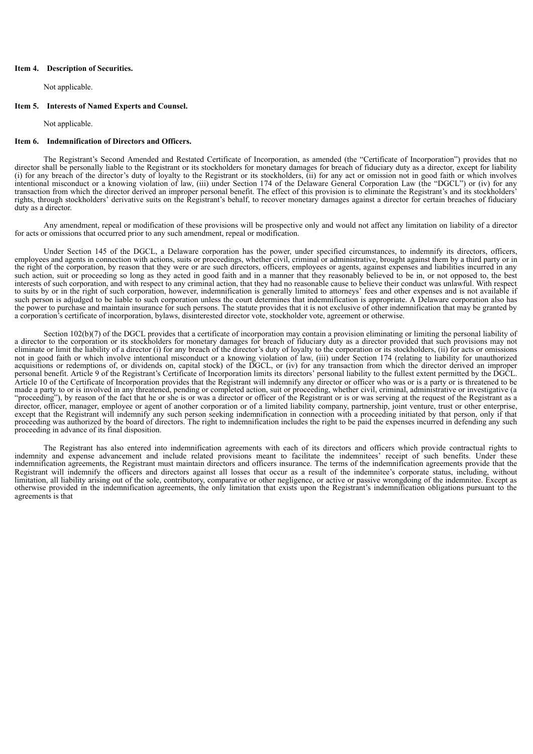**Item 4. Description of Securities.**

Not applicable.

**Item 5. Interests of Named Experts and Counsel.**

Not applicable.

**Item 6. Indemnification of Directors and Officers.**

The Registrant's Second Amended and Restated Certificate of Incorporation, as amended (the "Certificate of Incorporation") provides that no director shall be personally liable to the Registrant or its stockholders for monetary damages for breach of fiduciary duty as a director, except for liability (i) for any breach of the director's duty of loyalty to the Registrant or its stockholders, (ii) for any act or omission not in good faith or which involves intentional misconduct or a knowing violation of law, (iii) under Section 174 of the Delaware General Corporation Law (the "DGCL") or (iv) for any transaction from which the director derived an improper personal benefit. The effect of this provision is to eliminate the Registrant's and its stockholders' rights, through stockholders' derivative suits on the Registrant's behalf, to recover monetary damages against a director for certain breaches of fiduciary duty as a director.

Any amendment, repeal or modification of these provisions will be prospective only and would not affect any limitation on liability of a director for acts or omissions that occurred prior to any such amendment, repeal or modification.

Under Section 145 of the DGCL, a Delaware corporation has the power, under specified circumstances, to indemnify its directors, officers, employees and agents in connection with actions, suits or proceedings, whether civil, criminal or administrative, brought against them by a third party or in the right of the corporation, by reason that they were or are such directors, officers, employees or agents, against expenses and liabilities incurred in any such action, suit or proceeding so long as they acted in good faith and in a manner that they reasonably believed to be in, or not opposed to, the best interests of such corporation, and with respect to any criminal action, that they had no reasonable cause to believe their conduct was unlawful. With respect to suits by or in the right of such corporation, however, indemnification is generally limited to attorneys' fees and other expenses and is not available if such person is adjudged to be liable to such corporation unless the court determines that indemnification is appropriate. A Delaware corporation also has the power to purchase and maintain insurance for such persons. The statute provides that it is not exclusive of other indemnification that may be granted by a corporation's certificate of incorporation, bylaws, disinterested director vote, stockholder vote, agreement or otherwise.

Section 102(b)(7) of the DGCL provides that a certificate of incorporation may contain a provision eliminating or limiting the personal liability of a director to the corporation or its stockholders for monetary damages for breach of fiduciary duty as a director provided that such provisions may not eliminate or limit the liability of a director (i) for any breach of the director's duty of loyalty to the corporation or its stockholders, (ii) for acts or omissions not in good faith or which involve intentional misconduct or a knowing violation of law, (iii) under Section 174 (relating to liability for unauthorized acquisitions or redemptions of, or dividends on, capital stock) of the DGCL, or (iv) for any transaction from which the director derived an improper personal benefit. Article 9 of the Registrant's Certificate of Incorporation limits its directors' personal liability to the fullest extent permitted by the DGCL. Article 10 of the Certificate of Incorporation provides that the Registrant will indemnify any director or officer who was or is a party or is threatened to be made a party to or is involved in any threatened, pending or completed action, suit or proceeding, whether civil, criminal, administrative or investigative (a "proceeding"), by reason of the fact that he or she is or was a director or officer of the Registrant or is or was serving at the request of the Registrant as a director, officer, manager, employee or agent of another corporation or of a limited liability company, partnership, joint venture, trust or other enterprise, except that the Registrant will indemnify any such person seeking indemnification in connection with a proceeding initiated by that person, only if that proceeding was authorized by the board of directors. The right to indemnification includes the right to be paid the expenses incurred in defending any such proceeding in advance of its final disposition.

The Registrant has also entered into indemnification agreements with each of its directors and officers which provide contractual rights to indemnity and expense advancement and include related provisions meant to facilitate the indemnitees' receipt of such benefits. Under these indemnification agreements, the Registrant must maintain directors and officers insurance. The terms of the indemnification agreements provide that the Registrant will indemnify the officers and directors against all losses that occur as a result of the indemnitee's corporate status, including, without limitation, all liability arising out of the sole, contributory, comparative or other negligence, or active or passive wrongdoing of the indemnitee. Except as otherwise provided in the indemnification agreements, the only limitation that exists upon the Registrant's indemnification obligations pursuant to the agreements is that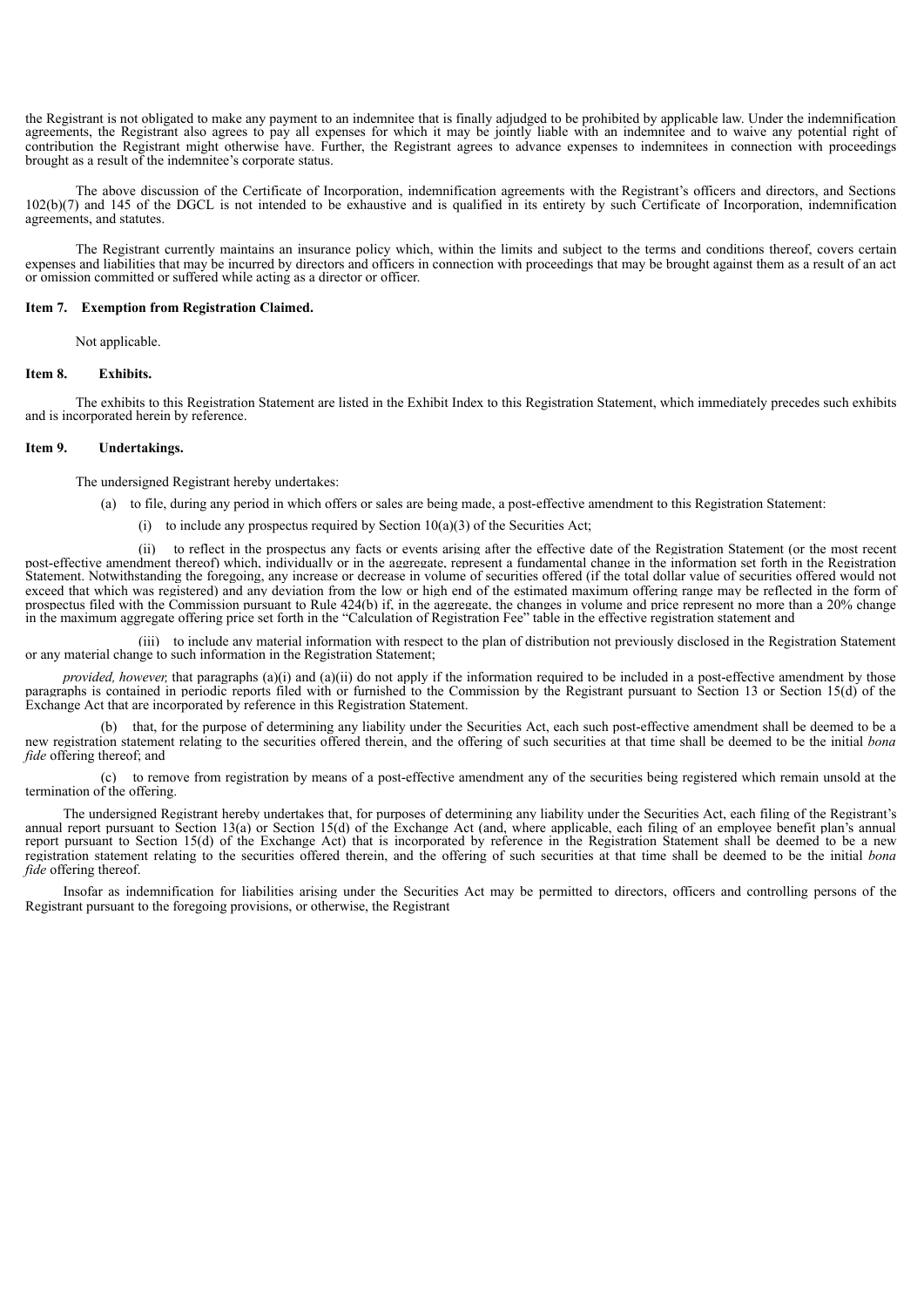the Registrant is not obligated to make any payment to an indemnitee that is finally adjudged to be prohibited by applicable law. Under the indemnification agreements, the Registrant also agrees to pay all expenses for which it may be jointly liable with an indemnitee and to waive any potential right of contribution the Registrant might otherwise have. Further, the Registrant agrees to advance expenses to indemnitees in connection with proceedings brought as a result of the indemnitee's corporate status.

The above discussion of the Certificate of Incorporation, indemnification agreements with the Registrant's officers and directors, and Sections 102(b)(7) and 145 of the DGCL is not intended to be exhaustive and is qualified in its entirety by such Certificate of Incorporation, indemnification agreements, and statutes.

The Registrant currently maintains an insurance policy which, within the limits and subject to the terms and conditions thereof, covers certain expenses and liabilities that may be incurred by directors and officers in connection with proceedings that may be brought against them as a result of an act or omission committed or suffered while acting as a director or officer.

**Item 7. Exemption from Registration Claimed.**

Not applicable.

**Item 8. Exhibits.**

The exhibits to this Registration Statement are listed in the Exhibit Index to this Registration Statement, which immediately precedes such exhibits and is incorporated herein by reference.

**Item 9. Undertakings.**

The undersigned Registrant hereby undertakes:

(a) to file, during any period in which offers or sales are being made, a post-effective amendment to this Registration Statement:

(i) to include any prospectus required by Section 10(a)(3) of the Securities Act;

(ii) to reflect in the prospectus any facts or events arising after the effective date of the Registration Statement (or the most recent post-effective amendment thereof) which, individually or in the aggregate, represent a fundamental change in the information set forth in the Registration Statement. Notwithstanding the foregoing, any increase or decrease in volume of securities offered (if the total dollar value of securities offered would not exceed that which was registered) and any deviation from the low or high end of the estimated maximum offering range may be reflected in the form of prospectus filed with the Commission pursuant to Rule 424(b) if, in the aggregate, the changes in volume and price represent no more than a 20% change in the maximum aggregate offering price set forth in the "Calculation of Registration Fee" table in the effective registration statement and

(iii) to include any material information with respect to the plan of distribution not previously disclosed in the Registration Statement or any material change to such information in the Registration Statement;

*provided, however,* that paragraphs (a)(i) and (a)(ii) do not apply if the information required to be included in a post-effective amendment by those paragraphs is contained in periodic reports filed with or furnished to the Commission by the Registrant pursuant to Section 13 or Section 15(d) of the Exchange Act that are incorporated by reference in this Registration Statement.

(b) that, for the purpose of determining any liability under the Securities Act, each such post-effective amendment shall be deemed to be a new registration statement relating to the securities offered therein, and the offering of such securities at that time shall be deemed to be the initial *bona fide* offering thereof; and

(c) to remove from registration by means of a post-effective amendment any of the securities being registered which remain unsold at the termination of the offering.

The undersigned Registrant hereby undertakes that, for purposes of determining any liability under the Securities Act, each filing of the Registrant's annual report pursuant to Section 13(a) or Section 15(d) of the Exchange Act (and, where applicable, each filing of an employee benefit plan's annual report pursuant to Section 15(d) of the Exchange Act) that is incorporated by reference in the Registration Statement shall be deemed to be a new registration statement relating to the securities offered therein, and the offering of such securities at that time shall be deemed to be the initial *bona fide* offering thereof.

Insofar as indemnification for liabilities arising under the Securities Act may be permitted to directors, officers and controlling persons of the Registrant pursuant to the foregoing provisions, or otherwise, the Registrant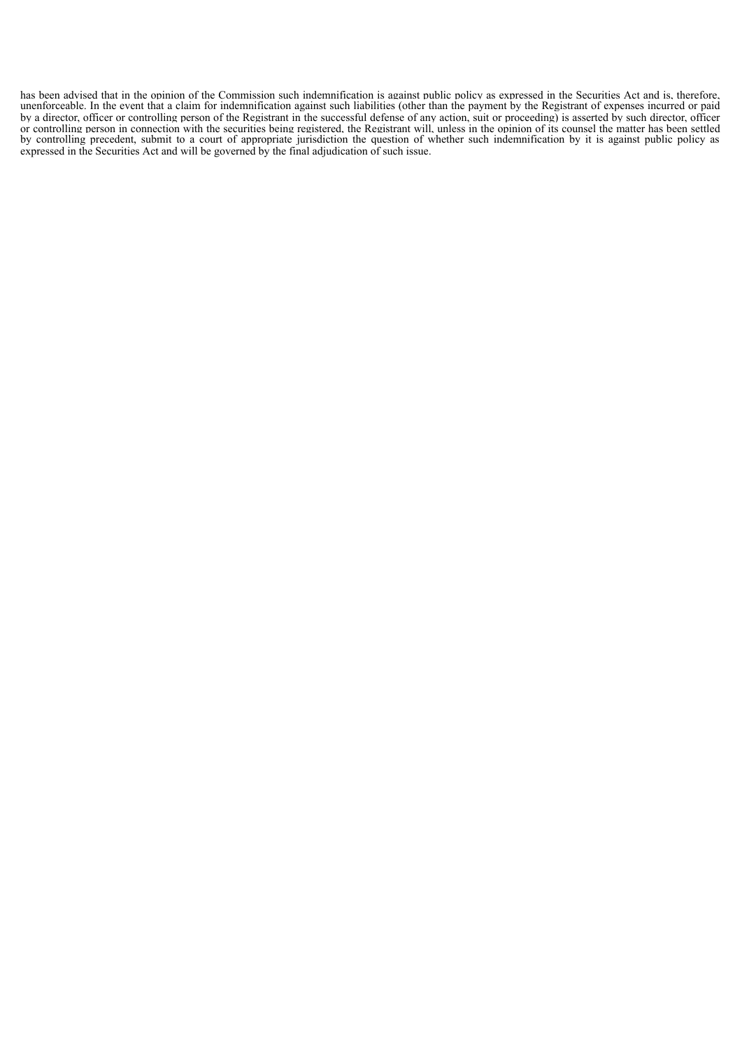has been advised that in the opinion of the Commission such indemnification is against public policy as expressed in the Securities Act and is, therefore, unenforceable. In the event that a claim for indemnification against such liabilities (other than the payment by the Registrant of expenses incurred or paid by a director, officer or controlling person of the Registrant in the successful defense of any action, suit or proceeding) is asserted by such director, officer or controlling person in connection with the securities being registered, the Registrant will, unless in the opinion of its counsel the matter has been settled by controlling precedent, submit to a court of appropriate jurisdiction the question of whether such indemnification by it is against public policy as expressed in the Securities Act and will be governed by the final adjudication of such issue.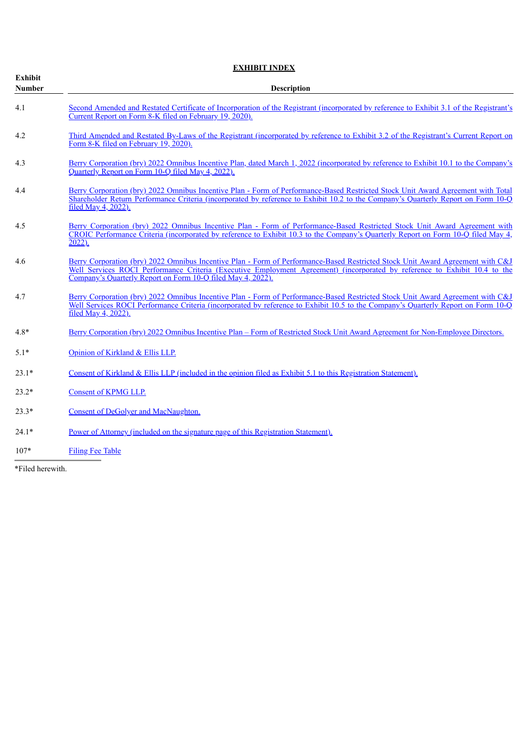## EXHIBIT INDEX

| Exhibit Number | Description |
|---|---|
| 4.1 | Second Amended and Restated Certificate of Incorporation of the Registrant (incorporated by reference to Exhibit 3.1 of the Registrant's Current Report on Form 8-K filed on February 19, 2020). |
| 4.2 | Third Amended and Restated By-Laws of the Registrant (incorporated by reference to Exhibit 3.2 of the Registrant's Current Report on Form 8-K filed on February 19, 2020). |
| 4.3 | Berry Corporation (bry) 2022 Omnibus Incentive Plan, dated March 1, 2022 (incorporated by reference to Exhibit 10.1 to the Company's Quarterly Report on Form 10-Q filed May 4, 2022). |
| 4.4 | Berry Corporation (bry) 2022 Omnibus Incentive Plan - Form of Performance-Based Restricted Stock Unit Award Agreement with Total Shareholder Return Performance Criteria (incorporated by reference to Exhibit 10.2 to the Company's Quarterly Report on Form 10-Q filed May 4, 2022). |
| 4.5 | Berry Corporation (bry) 2022 Omnibus Incentive Plan - Form of Performance-Based Restricted Stock Unit Award Agreement with CROIC Performance Criteria (incorporated by reference to Exhibit 10.3 to the Company's Quarterly Report on Form 10-Q filed May 4, 2022). |
| 4.6 | Berry Corporation (bry) 2022 Omnibus Incentive Plan - Form of Performance-Based Restricted Stock Unit Award Agreement with C&J Well Services ROCI Performance Criteria (Executive Employment Agreement) (incorporated by reference to Exhibit 10.4 to the Company's Quarterly Report on Form 10-Q filed May 4, 2022). |
| 4.7 | Berry Corporation (bry) 2022 Omnibus Incentive Plan - Form of Performance-Based Restricted Stock Unit Award Agreement with C&J Well Services ROCI Performance Criteria (incorporated by reference to Exhibit 10.5 to the Company's Quarterly Report on Form 10-Q filed May 4, 2022). |
| 4.8* | Berry Corporation (bry) 2022 Omnibus Incentive Plan – Form of Restricted Stock Unit Award Agreement for Non-Employee Directors. |
| 5.1* | Opinion of Kirkland & Ellis LLP. |
| 23.1* | Consent of Kirkland & Ellis LLP (included in the opinion filed as Exhibit 5.1 to this Registration Statement). |
| 23.2* | Consent of KPMG LLP. |
| 23.3* | Consent of DeGolyer and MacNaughton. |
| 24.1* | Power of Attorney (included on the signature page of this Registration Statement). |
| 107* | Filing Fee Table |

*Filed herewith.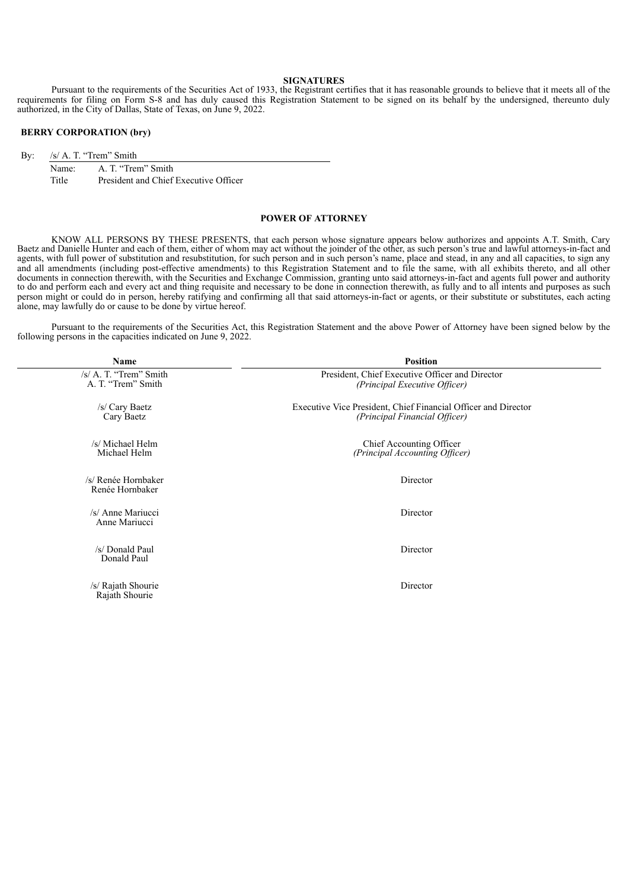## SIGNATURES

Pursuant to the requirements of the Securities Act of 1933, the Registrant certifies that it has reasonable grounds to believe that it meets all of the requirements for filing on Form S-8 and has duly caused this Registration Statement to be signed on its behalf by the undersigned, thereunto duly authorized, in the City of Dallas, State of Texas, on June 9, 2022.

**BERRY CORPORATION (bry)**

By: /s/ A. T. "Trem" Smith
Name: A. T. "Trem" Smith
Title President and Chief Executive Officer

## POWER OF ATTORNEY

KNOW ALL PERSONS BY THESE PRESENTS, that each person whose signature appears below authorizes and appoints A.T. Smith, Cary Baetz and Danielle Hunter and each of them, either of whom may act without the joinder of the other, as such person's true and lawful attorneys-in-fact and agents, with full power of substitution and resubstitution, for such person and in such person's name, place and stead, in any and all capacities, to sign any and all amendments (including post-effective amendments) to this Registration Statement and to file the same, with all exhibits thereto, and all other documents in connection therewith, with the Securities and Exchange Commission, granting unto said attorneys-in-fact and agents full power and authority to do and perform each and every act and thing requisite and necessary to be done in connection therewith, as fully and to all intents and purposes as such person might or could do in person, hereby ratifying and confirming all that said attorneys-in-fact or agents, or their substitute or substitutes, each acting alone, may lawfully do or cause to be done by virtue hereof.

Pursuant to the requirements of the Securities Act, this Registration Statement and the above Power of Attorney have been signed below by the following persons in the capacities indicated on June 9, 2022.

| Name | Position |
|---|---|
| /s/ A. T. "Trem" Smith<br>A. T. "Trem" Smith | President, Chief Executive Officer and Director<br>*(Principal Executive Officer)* |
| /s/ Cary Baetz<br>Cary Baetz | Executive Vice President, Chief Financial Officer and Director<br>*(Principal Financial Officer)* |
| /s/ Michael Helm<br>Michael Helm | Chief Accounting Officer<br>*(Principal Accounting Officer)* |
| /s/ Renée Hornbaker<br>Renée Hornbaker | Director |
| /s/ Anne Mariucci<br>Anne Mariucci | Director |
| /s/ Donald Paul<br>Donald Paul | Director |
| /s/ Rajath Shourie<br>Rajath Shourie | Director |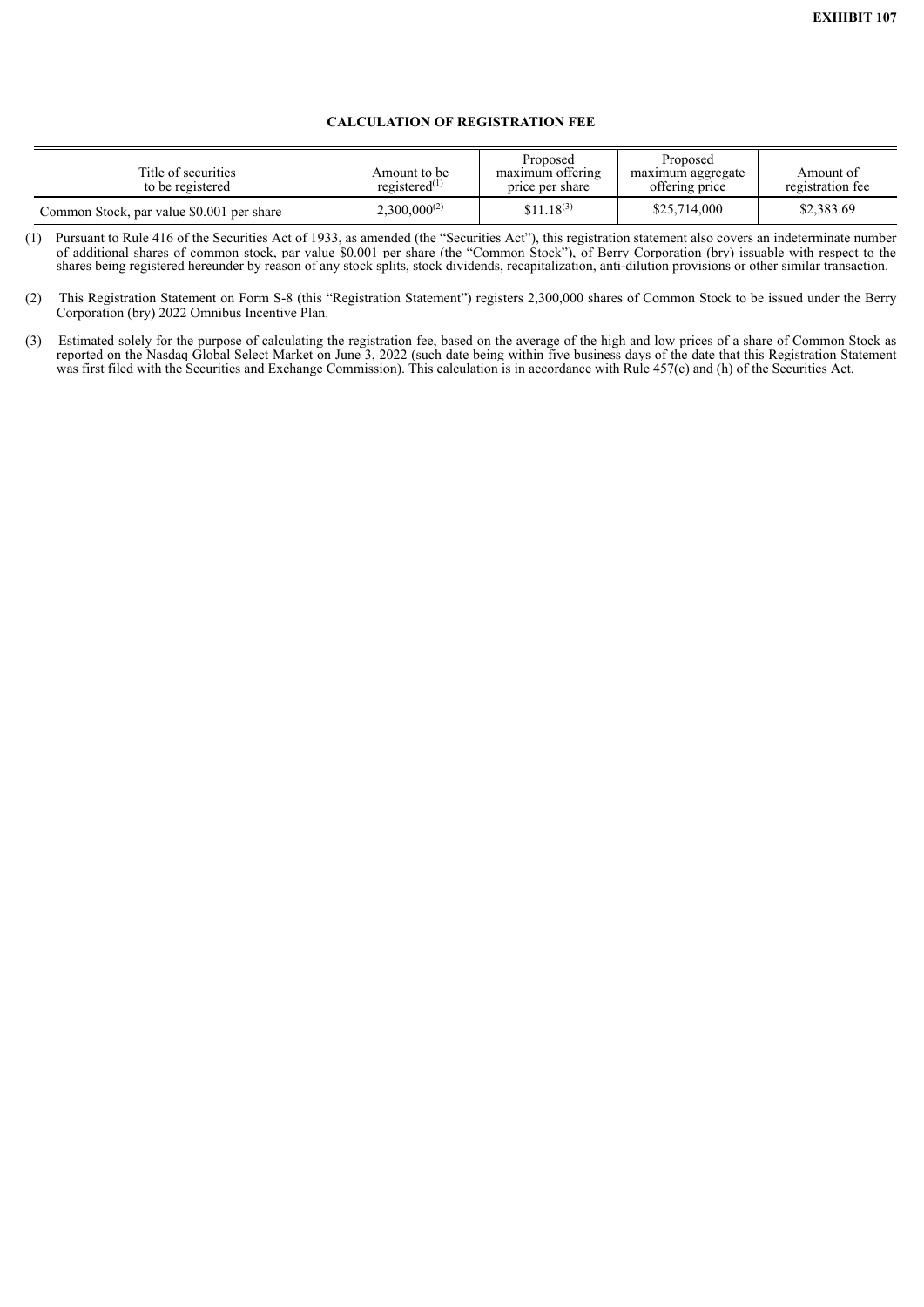**EXHIBIT 107**

## CALCULATION OF REGISTRATION FEE

| Title of securities to be registered | Amount to be registered[(1)] | Proposed maximum offering price per share | Proposed maximum aggregate offering price | Amount of registration fee |
|---|---|---|---|---|
| Common Stock, par value $0.001 per share | 2,300,000[(2)] | $11.18[(3)] | $25,714,000 | $2,383.69 |

(1) Pursuant to Rule 416 of the Securities Act of 1933, as amended (the "Securities Act"), this registration statement also covers an indeterminate number of additional shares of common stock, par value $0.001 per share (the "Common Stock"), of Berry Corporation (bry) issuable with respect to the shares being registered hereunder by reason of any stock splits, stock dividends, recapitalization, anti-dilution provisions or other similar transaction.

(2) This Registration Statement on Form S-8 (this "Registration Statement") registers 2,300,000 shares of Common Stock to be issued under the Berry Corporation (bry) 2022 Omnibus Incentive Plan.

(3) Estimated solely for the purpose of calculating the registration fee, based on the average of the high and low prices of a share of Common Stock as reported on the Nasdaq Global Select Market on June 3, 2022 (such date being within five business days of the date that this Registration Statement was first filed with the Securities and Exchange Commission). This calculation is in accordance with Rule 457(c) and (h) of the Securities Act.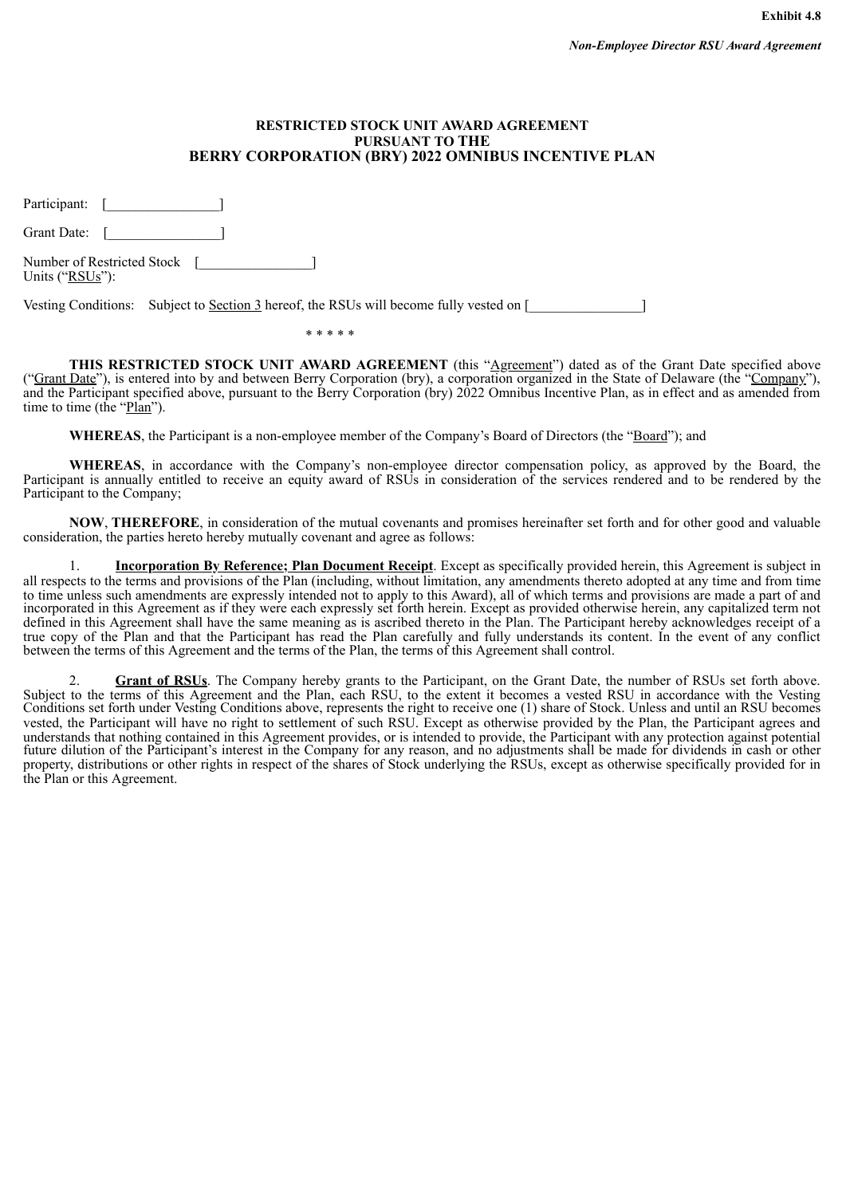**Exhibit 4.8**

***Non-Employee Director RSU Award Agreement***

**RESTRICTED STOCK UNIT AWARD AGREEMENT**
**PURSUANT TO THE**
**BERRY CORPORATION (BRY) 2022 OMNIBUS INCENTIVE PLAN**

Participant: [________________]

Grant Date: [________________]

Number of Restricted Stock Units ("RSUs"): [________________]

Vesting Conditions: Subject to Section 3 hereof, the RSUs will become fully vested on [________________]

\* \* \* \* \*

**THIS RESTRICTED STOCK UNIT AWARD AGREEMENT** (this "Agreement") dated as of the Grant Date specified above ("Grant Date"), is entered into by and between Berry Corporation (bry), a corporation organized in the State of Delaware (the "Company"), and the Participant specified above, pursuant to the Berry Corporation (bry) 2022 Omnibus Incentive Plan, as in effect and as amended from time to time (the "Plan").

**WHEREAS**, the Participant is a non-employee member of the Company's Board of Directors (the "Board"); and

**WHEREAS**, in accordance with the Company's non-employee director compensation policy, as approved by the Board, the Participant is annually entitled to receive an equity award of RSUs in consideration of the services rendered and to be rendered by the Participant to the Company;

**NOW**, **THEREFORE**, in consideration of the mutual covenants and promises hereinafter set forth and for other good and valuable consideration, the parties hereto hereby mutually covenant and agree as follows:

1. **Incorporation By Reference; Plan Document Receipt**. Except as specifically provided herein, this Agreement is subject in all respects to the terms and provisions of the Plan (including, without limitation, any amendments thereto adopted at any time and from time to time unless such amendments are expressly intended not to apply to this Award), all of which terms and provisions are made a part of and incorporated in this Agreement as if they were each expressly set forth herein. Except as provided otherwise herein, any capitalized term not defined in this Agreement shall have the same meaning as is ascribed thereto in the Plan. The Participant hereby acknowledges receipt of a true copy of the Plan and that the Participant has read the Plan carefully and fully understands its content. In the event of any conflict between the terms of this Agreement and the terms of the Plan, the terms of this Agreement shall control.

2. **Grant of RSUs**. The Company hereby grants to the Participant, on the Grant Date, the number of RSUs set forth above. Subject to the terms of this Agreement and the Plan, each RSU, to the extent it becomes a vested RSU in accordance with the Vesting Conditions set forth under Vesting Conditions above, represents the right to receive one (1) share of Stock. Unless and until an RSU becomes vested, the Participant will have no right to settlement of such RSU. Except as otherwise provided by the Plan, the Participant agrees and understands that nothing contained in this Agreement provides, or is intended to provide, the Participant with any protection against potential future dilution of the Participant's interest in the Company for any reason, and no adjustments shall be made for dividends in cash or other property, distributions or other rights in respect of the shares of Stock underlying the RSUs, except as otherwise specifically provided for in the Plan or this Agreement.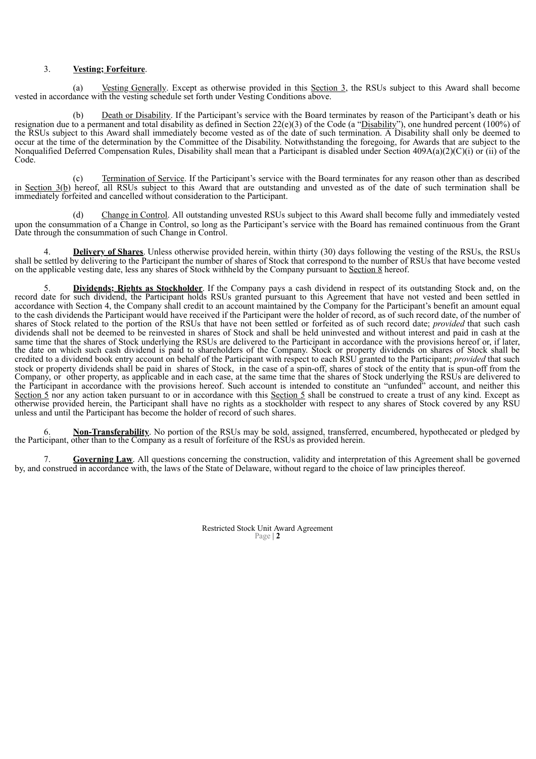3. **Vesting; Forfeiture**.

(a) Vesting Generally. Except as otherwise provided in this Section 3, the RSUs subject to this Award shall become vested in accordance with the vesting schedule set forth under Vesting Conditions above.

(b) Death or Disability. If the Participant's service with the Board terminates by reason of the Participant's death or his resignation due to a permanent and total disability as defined in Section 22(e)(3) of the Code (a "Disability"), one hundred percent (100%) of the RSUs subject to this Award shall immediately become vested as of the date of such termination. A Disability shall only be deemed to occur at the time of the determination by the Committee of the Disability. Notwithstanding the foregoing, for Awards that are subject to the Nonqualified Deferred Compensation Rules, Disability shall mean that a Participant is disabled under Section 409A(a)(2)(C)(i) or (ii) of the Code.

(c) Termination of Service. If the Participant's service with the Board terminates for any reason other than as described in Section 3(b) hereof, all RSUs subject to this Award that are outstanding and unvested as of the date of such termination shall be immediately forfeited and cancelled without consideration to the Participant.

(d) Change in Control. All outstanding unvested RSUs subject to this Award shall become fully and immediately vested upon the consummation of a Change in Control, so long as the Participant's service with the Board has remained continuous from the Grant Date through the consummation of such Change in Control.

4. **Delivery of Shares**. Unless otherwise provided herein, within thirty (30) days following the vesting of the RSUs, the RSUs shall be settled by delivering to the Participant the number of shares of Stock that correspond to the number of RSUs that have become vested on the applicable vesting date, less any shares of Stock withheld by the Company pursuant to Section 8 hereof.

5. **Dividends; Rights as Stockholder**. If the Company pays a cash dividend in respect of its outstanding Stock and, on the record date for such dividend, the Participant holds RSUs granted pursuant to this Agreement that have not vested and been settled in accordance with Section 4, the Company shall credit to an account maintained by the Company for the Participant's benefit an amount equal to the cash dividends the Participant would have received if the Participant were the holder of record, as of such record date, of the number of shares of Stock related to the portion of the RSUs that have not been settled or forfeited as of such record date; *provided* that such cash dividends shall not be deemed to be reinvested in shares of Stock and shall be held uninvested and without interest and paid in cash at the same time that the shares of Stock underlying the RSUs are delivered to the Participant in accordance with the provisions hereof or, if later, the date on which such cash dividend is paid to shareholders of the Company. Stock or property dividends on shares of Stock shall be credited to a dividend book entry account on behalf of the Participant with respect to each RSU granted to the Participant; *provided* that such stock or property dividends shall be paid in shares of Stock, in the case of a spin-off, shares of stock of the entity that is spun-off from the Company, or other property, as applicable and in each case, at the same time that the shares of Stock underlying the RSUs are delivered to the Participant in accordance with the provisions hereof. Such account is intended to constitute an "unfunded" account, and neither this Section 5 nor any action taken pursuant to or in accordance with this Section 5 shall be construed to create a trust of any kind. Except as otherwise provided herein, the Participant shall have no rights as a stockholder with respect to any shares of Stock covered by any RSU unless and until the Participant has become the holder of record of such shares.

6. **Non-Transferability**. No portion of the RSUs may be sold, assigned, transferred, encumbered, hypothecated or pledged by the Participant, other than to the Company as a result of forfeiture of the RSUs as provided herein.

7. **Governing Law**. All questions concerning the construction, validity and interpretation of this Agreement shall be governed by, and construed in accordance with, the laws of the State of Delaware, without regard to the choice of law principles thereof.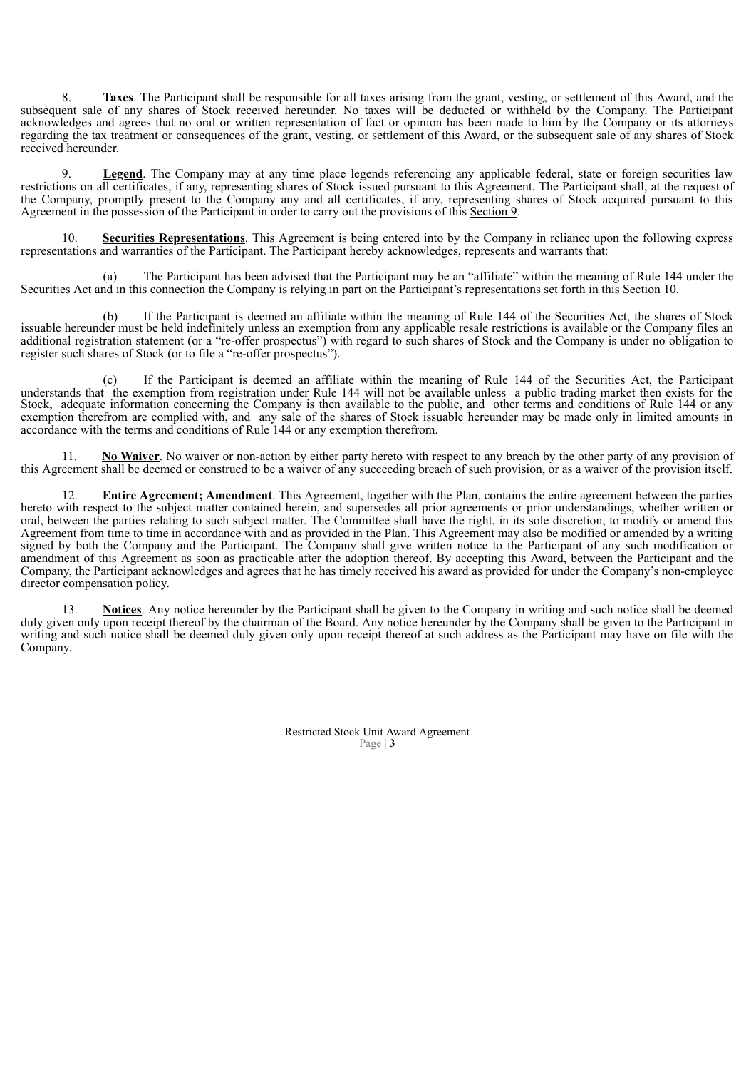8. **Taxes**. The Participant shall be responsible for all taxes arising from the grant, vesting, or settlement of this Award, and the subsequent sale of any shares of Stock received hereunder. No taxes will be deducted or withheld by the Company. The Participant acknowledges and agrees that no oral or written representation of fact or opinion has been made to him by the Company or its attorneys regarding the tax treatment or consequences of the grant, vesting, or settlement of this Award, or the subsequent sale of any shares of Stock received hereunder.

9. **Legend**. The Company may at any time place legends referencing any applicable federal, state or foreign securities law restrictions on all certificates, if any, representing shares of Stock issued pursuant to this Agreement. The Participant shall, at the request of the Company, promptly present to the Company any and all certificates, if any, representing shares of Stock acquired pursuant to this Agreement in the possession of the Participant in order to carry out the provisions of this Section 9.

10. **Securities Representations**. This Agreement is being entered into by the Company in reliance upon the following express representations and warranties of the Participant. The Participant hereby acknowledges, represents and warrants that:

(a) The Participant has been advised that the Participant may be an "affiliate" within the meaning of Rule 144 under the Securities Act and in this connection the Company is relying in part on the Participant's representations set forth in this Section 10.

(b) If the Participant is deemed an affiliate within the meaning of Rule 144 of the Securities Act, the shares of Stock issuable hereunder must be held indefinitely unless an exemption from any applicable resale restrictions is available or the Company files an additional registration statement (or a "re-offer prospectus") with regard to such shares of Stock and the Company is under no obligation to register such shares of Stock (or to file a "re-offer prospectus").

(c) If the Participant is deemed an affiliate within the meaning of Rule 144 of the Securities Act, the Participant understands that the exemption from registration under Rule 144 will not be available unless a public trading market then exists for the Stock, adequate information concerning the Company is then available to the public, and other terms and conditions of Rule 144 or any exemption therefrom are complied with, and any sale of the shares of Stock issuable hereunder may be made only in limited amounts in accordance with the terms and conditions of Rule 144 or any exemption therefrom.

11. **No Waiver**. No waiver or non-action by either party hereto with respect to any breach by the other party of any provision of this Agreement shall be deemed or construed to be a waiver of any succeeding breach of such provision, or as a waiver of the provision itself.

12. **Entire Agreement; Amendment**. This Agreement, together with the Plan, contains the entire agreement between the parties hereto with respect to the subject matter contained herein, and supersedes all prior agreements or prior understandings, whether written or oral, between the parties relating to such subject matter. The Committee shall have the right, in its sole discretion, to modify or amend this Agreement from time to time in accordance with and as provided in the Plan. This Agreement may also be modified or amended by a writing signed by both the Company and the Participant. The Company shall give written notice to the Participant of any such modification or amendment of this Agreement as soon as practicable after the adoption thereof. By accepting this Award, between the Participant and the Company, the Participant acknowledges and agrees that he has timely received his award as provided for under the Company's non-employee director compensation policy.

13. **Notices**. Any notice hereunder by the Participant shall be given to the Company in writing and such notice shall be deemed duly given only upon receipt thereof by the chairman of the Board. Any notice hereunder by the Company shall be given to the Participant in writing and such notice shall be deemed duly given only upon receipt thereof at such address as the Participant may have on file with the Company.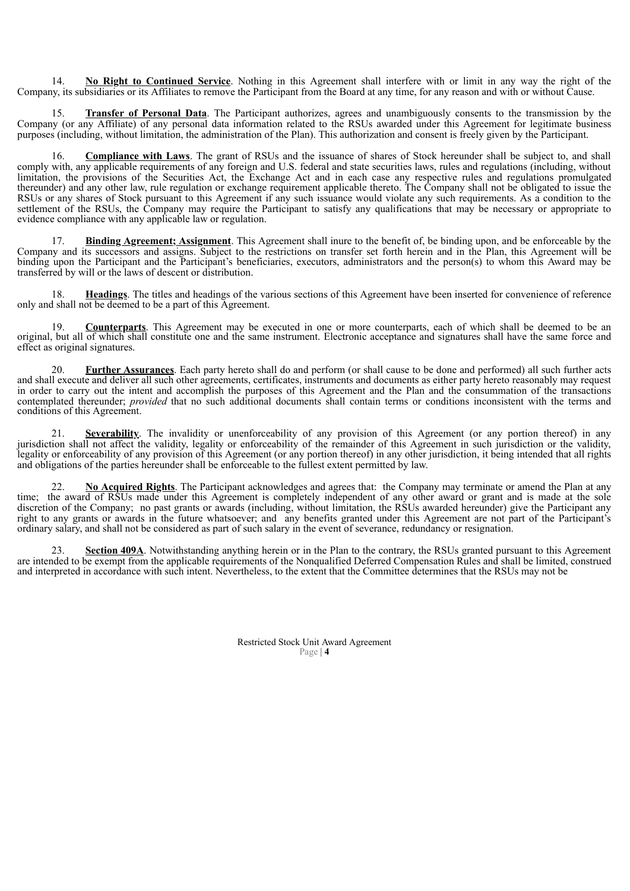14. **No Right to Continued Service**. Nothing in this Agreement shall interfere with or limit in any way the right of the Company, its subsidiaries or its Affiliates to remove the Participant from the Board at any time, for any reason and with or without Cause.

15. **Transfer of Personal Data**. The Participant authorizes, agrees and unambiguously consents to the transmission by the Company (or any Affiliate) of any personal data information related to the RSUs awarded under this Agreement for legitimate business purposes (including, without limitation, the administration of the Plan). This authorization and consent is freely given by the Participant.

16. **Compliance with Laws**. The grant of RSUs and the issuance of shares of Stock hereunder shall be subject to, and shall comply with, any applicable requirements of any foreign and U.S. federal and state securities laws, rules and regulations (including, without limitation, the provisions of the Securities Act, the Exchange Act and in each case any respective rules and regulations promulgated thereunder) and any other law, rule regulation or exchange requirement applicable thereto. The Company shall not be obligated to issue the RSUs or any shares of Stock pursuant to this Agreement if any such issuance would violate any such requirements. As a condition to the settlement of the RSUs, the Company may require the Participant to satisfy any qualifications that may be necessary or appropriate to evidence compliance with any applicable law or regulation.

17. **Binding Agreement; Assignment**. This Agreement shall inure to the benefit of, be binding upon, and be enforceable by the Company and its successors and assigns. Subject to the restrictions on transfer set forth herein and in the Plan, this Agreement will be binding upon the Participant and the Participant's beneficiaries, executors, administrators and the person(s) to whom this Award may be transferred by will or the laws of descent or distribution.

18. **Headings**. The titles and headings of the various sections of this Agreement have been inserted for convenience of reference only and shall not be deemed to be a part of this Agreement.

19. **Counterparts**. This Agreement may be executed in one or more counterparts, each of which shall be deemed to be an original, but all of which shall constitute one and the same instrument. Electronic acceptance and signatures shall have the same force and effect as original signatures.

20. **Further Assurances**. Each party hereto shall do and perform (or shall cause to be done and performed) all such further acts and shall execute and deliver all such other agreements, certificates, instruments and documents as either party hereto reasonably may request in order to carry out the intent and accomplish the purposes of this Agreement and the Plan and the consummation of the transactions contemplated thereunder; *provided* that no such additional documents shall contain terms or conditions inconsistent with the terms and conditions of this Agreement.

21. **Severability**. The invalidity or unenforceability of any provision of this Agreement (or any portion thereof) in any jurisdiction shall not affect the validity, legality or enforceability of the remainder of this Agreement in such jurisdiction or the validity, legality or enforceability of any provision of this Agreement (or any portion thereof) in any other jurisdiction, it being intended that all rights and obligations of the parties hereunder shall be enforceable to the fullest extent permitted by law.

22. **No Acquired Rights**. The Participant acknowledges and agrees that: the Company may terminate or amend the Plan at any time; the award of RSUs made under this Agreement is completely independent of any other award or grant and is made at the sole discretion of the Company; no past grants or awards (including, without limitation, the RSUs awarded hereunder) give the Participant any right to any grants or awards in the future whatsoever; and any benefits granted under this Agreement are not part of the Participant's ordinary salary, and shall not be considered as part of such salary in the event of severance, redundancy or resignation.

23. **Section 409A**. Notwithstanding anything herein or in the Plan to the contrary, the RSUs granted pursuant to this Agreement are intended to be exempt from the applicable requirements of the Nonqualified Deferred Compensation Rules and shall be limited, construed and interpreted in accordance with such intent. Nevertheless, to the extent that the Committee determines that the RSUs may not be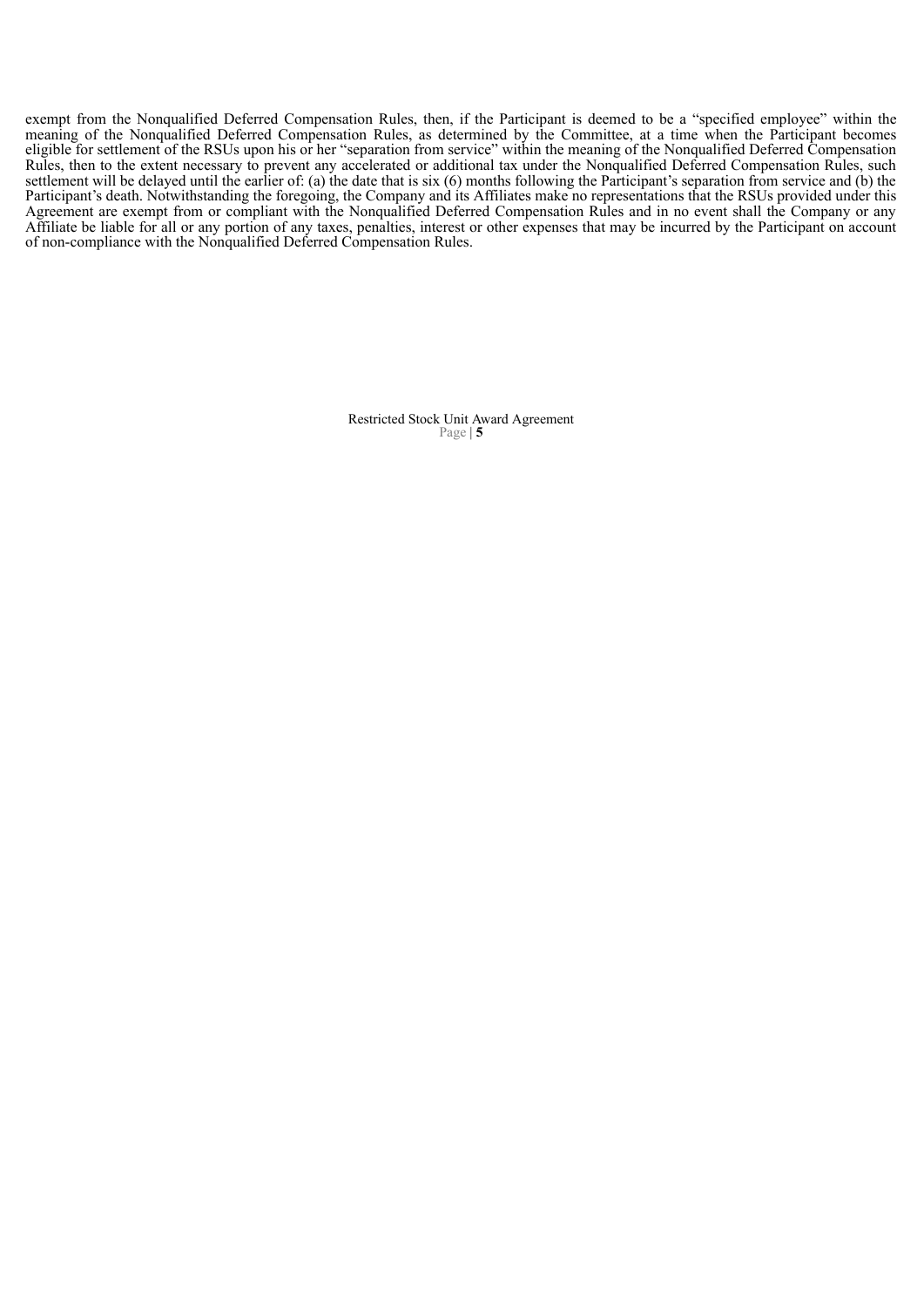exempt from the Nonqualified Deferred Compensation Rules, then, if the Participant is deemed to be a "specified employee" within the meaning of the Nonqualified Deferred Compensation Rules, as determined by the Committee, at a time when the Participant becomes eligible for settlement of the RSUs upon his or her "separation from service" within the meaning of the Nonqualified Deferred Compensation Rules, then to the extent necessary to prevent any accelerated or additional tax under the Nonqualified Deferred Compensation Rules, such settlement will be delayed until the earlier of: (a) the date that is six (6) months following the Participant's separation from service and (b) the Participant's death. Notwithstanding the foregoing, the Company and its Affiliates make no representations that the RSUs provided under this Agreement are exempt from or compliant with the Nonqualified Deferred Compensation Rules and in no event shall the Company or any Affiliate be liable for all or any portion of any taxes, penalties, interest or other expenses that may be incurred by the Participant on account of non-compliance with the Nonqualified Deferred Compensation Rules.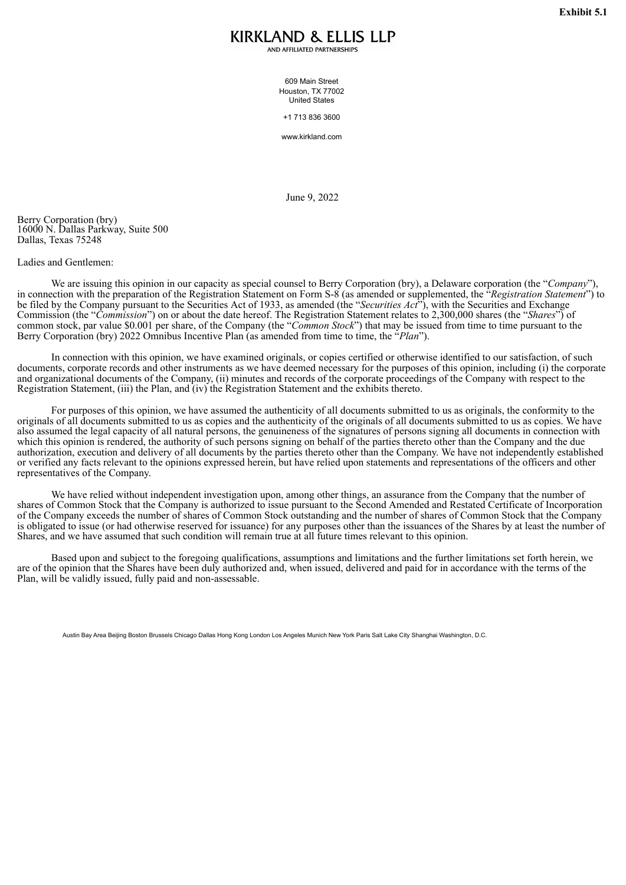**Exhibit 5.1**

KIRKLAND & ELLIS LLP

AND AFFILIATED PARTNERSHIPS

609 Main Street
Houston, TX 77002
United States

+1 713 836 3600

www.kirkland.com

June 9, 2022

Berry Corporation (bry)
16000 N. Dallas Parkway, Suite 500
Dallas, Texas 75248

Ladies and Gentlemen:

We are issuing this opinion in our capacity as special counsel to Berry Corporation (bry), a Delaware corporation (the "*Company*"), in connection with the preparation of the Registration Statement on Form S-8 (as amended or supplemented, the "*Registration Statement*") to be filed by the Company pursuant to the Securities Act of 1933, as amended (the "*Securities Act*"), with the Securities and Exchange Commission (the "*Commission*") on or about the date hereof. The Registration Statement relates to 2,300,000 shares (the "*Shares*") of common stock, par value $0.001 per share, of the Company (the "*Common Stock*") that may be issued from time to time pursuant to the Berry Corporation (bry) 2022 Omnibus Incentive Plan (as amended from time to time, the "*Plan*").

In connection with this opinion, we have examined originals, or copies certified or otherwise identified to our satisfaction, of such documents, corporate records and other instruments as we have deemed necessary for the purposes of this opinion, including (i) the corporate and organizational documents of the Company, (ii) minutes and records of the corporate proceedings of the Company with respect to the Registration Statement, (iii) the Plan, and (iv) the Registration Statement and the exhibits thereto.

For purposes of this opinion, we have assumed the authenticity of all documents submitted to us as originals, the conformity to the originals of all documents submitted to us as copies and the authenticity of the originals of all documents submitted to us as copies. We have also assumed the legal capacity of all natural persons, the genuineness of the signatures of persons signing all documents in connection with which this opinion is rendered, the authority of such persons signing on behalf of the parties thereto other than the Company and the due authorization, execution and delivery of all documents by the parties thereto other than the Company. We have not independently established or verified any facts relevant to the opinions expressed herein, but have relied upon statements and representations of the officers and other representatives of the Company.

We have relied without independent investigation upon, among other things, an assurance from the Company that the number of shares of Common Stock that the Company is authorized to issue pursuant to the Second Amended and Restated Certificate of Incorporation of the Company exceeds the number of shares of Common Stock outstanding and the number of shares of Common Stock that the Company is obligated to issue (or had otherwise reserved for issuance) for any purposes other than the issuances of the Shares by at least the number of Shares, and we have assumed that such condition will remain true at all future times relevant to this opinion.

Based upon and subject to the foregoing qualifications, assumptions and limitations and the further limitations set forth herein, we are of the opinion that the Shares have been duly authorized and, when issued, delivered and paid for in accordance with the terms of the Plan, will be validly issued, fully paid and non-assessable.

Austin Bay Area Beijing Boston Brussels Chicago Dallas Hong Kong London Los Angeles Munich New York Paris Salt Lake City Shanghai Washington, D.C.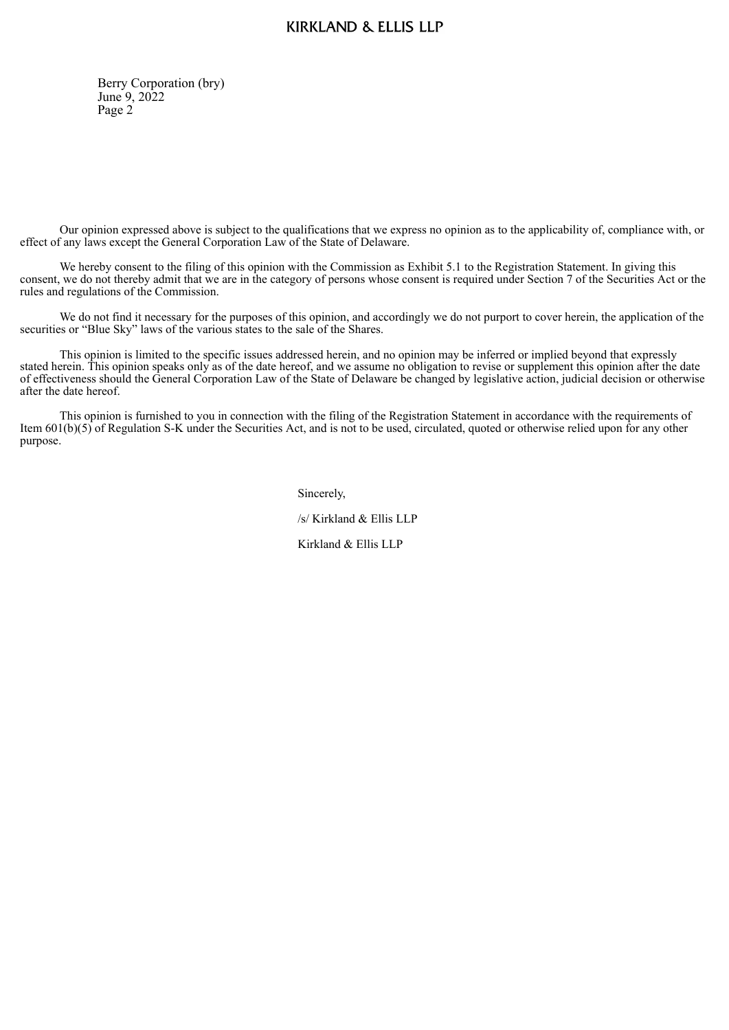Our opinion expressed above is subject to the qualifications that we express no opinion as to the applicability of, compliance with, or effect of any laws except the General Corporation Law of the State of Delaware.

We hereby consent to the filing of this opinion with the Commission as Exhibit 5.1 to the Registration Statement. In giving this consent, we do not thereby admit that we are in the category of persons whose consent is required under Section 7 of the Securities Act or the rules and regulations of the Commission.

We do not find it necessary for the purposes of this opinion, and accordingly we do not purport to cover herein, the application of the securities or "Blue Sky" laws of the various states to the sale of the Shares.

This opinion is limited to the specific issues addressed herein, and no opinion may be inferred or implied beyond that expressly stated herein. This opinion speaks only as of the date hereof, and we assume no obligation to revise or supplement this opinion after the date of effectiveness should the General Corporation Law of the State of Delaware be changed by legislative action, judicial decision or otherwise after the date hereof.

This opinion is furnished to you in connection with the filing of the Registration Statement in accordance with the requirements of Item 601(b)(5) of Regulation S-K under the Securities Act, and is not to be used, circulated, quoted or otherwise relied upon for any other purpose.

Sincerely,

/s/ Kirkland & Ellis LLP

Kirkland & Ellis LLP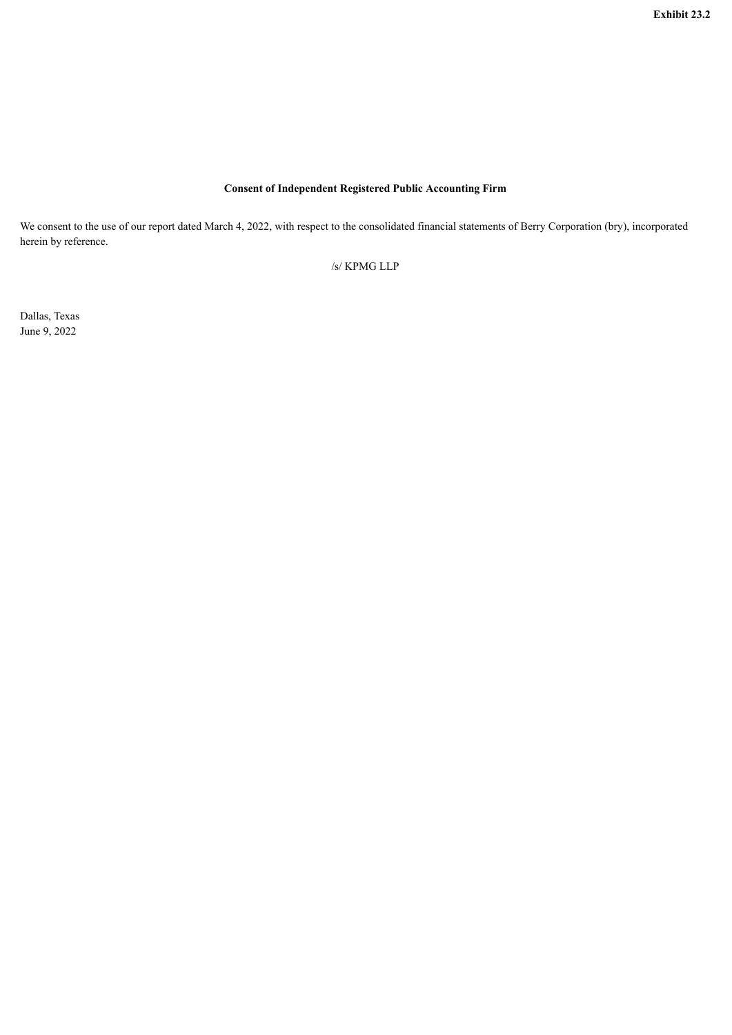**Exhibit 23.2**

**Consent of Independent Registered Public Accounting Firm**

We consent to the use of our report dated March 4, 2022, with respect to the consolidated financial statements of Berry Corporation (bry), incorporated herein by reference.

/s/ KPMG LLP

Dallas, Texas
June 9, 2022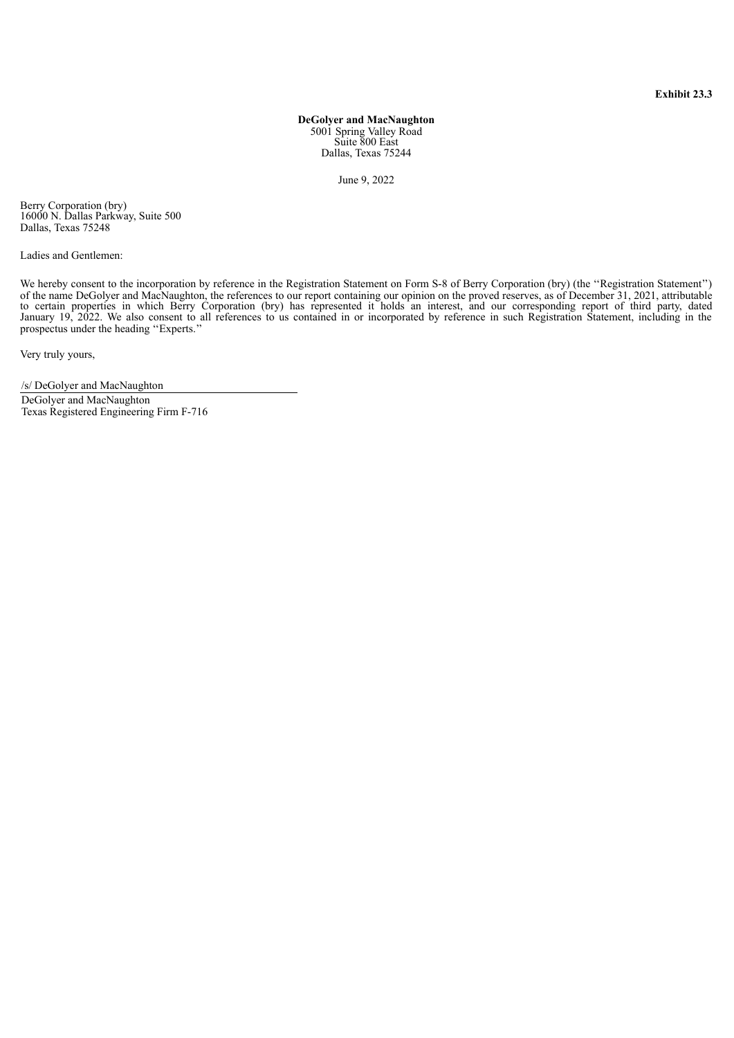**Exhibit 23.3**

**DeGolyer and MacNaughton**
5001 Spring Valley Road
Suite 800 East
Dallas, Texas 75244

June 9, 2022

Berry Corporation (bry)
16000 N. Dallas Parkway, Suite 500
Dallas, Texas 75248

Ladies and Gentlemen:

We hereby consent to the incorporation by reference in the Registration Statement on Form S-8 of Berry Corporation (bry) (the ''Registration Statement'') of the name DeGolyer and MacNaughton, the references to our report containing our opinion on the proved reserves, as of December 31, 2021, attributable to certain properties in which Berry Corporation (bry) has represented it holds an interest, and our corresponding report of third party, dated January 19, 2022. We also consent to all references to us contained in or incorporated by reference in such Registration Statement, including in the prospectus under the heading ''Experts.''

Very truly yours,

/s/ DeGolyer and MacNaughton

DeGolyer and MacNaughton
Texas Registered Engineering Firm F-716